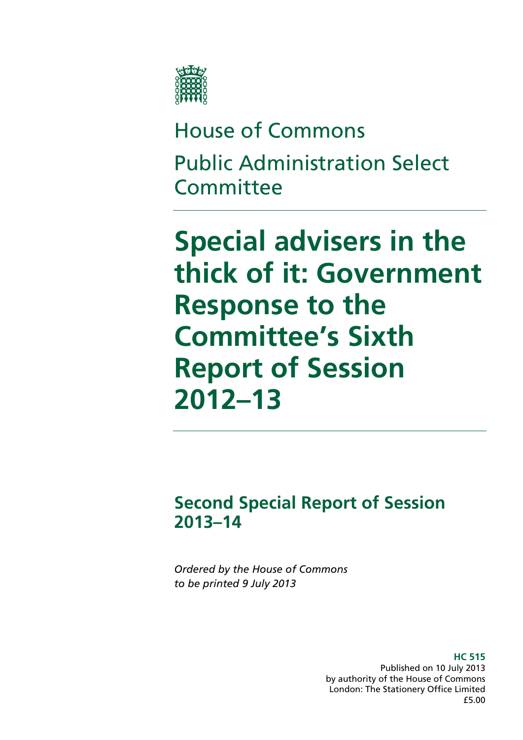House of Commons

Public Administration Select Committee

# Special advisers in the thick of it: Government Response to the Committee's Sixth Report of Session 2012–13

## Second Special Report of Session 2013–14

*Ordered by the House of Commons to be printed 9 July 2013*

**HC 515**
Published on 10 July 2013
by authority of the House of Commons
London: The Stationery Office Limited
£5.00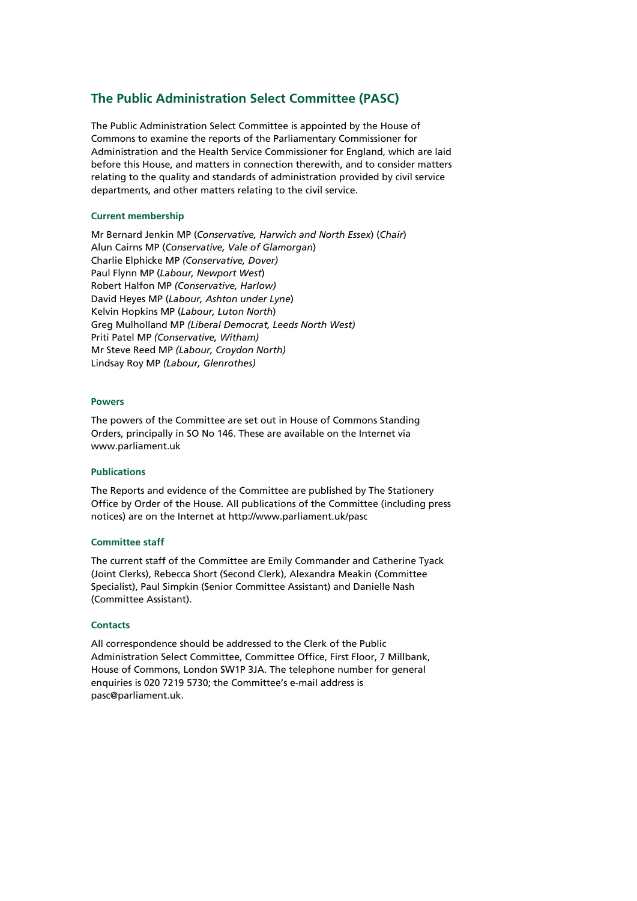## The Public Administration Select Committee (PASC)

The Public Administration Select Committee is appointed by the House of Commons to examine the reports of the Parliamentary Commissioner for Administration and the Health Service Commissioner for England, which are laid before this House, and matters in connection therewith, and to consider matters relating to the quality and standards of administration provided by civil service departments, and other matters relating to the civil service.

### Current membership

Mr Bernard Jenkin MP (*Conservative, Harwich and North Essex*) (*Chair*)
Alun Cairns MP (*Conservative, Vale of Glamorgan*)
Charlie Elphicke MP *(Conservative, Dover)*
Paul Flynn MP (*Labour, Newport West*)
Robert Halfon MP *(Conservative, Harlow)*
David Heyes MP (*Labour, Ashton under Lyne*)
Kelvin Hopkins MP (*Labour, Luton North*)
Greg Mulholland MP *(Liberal Democrat, Leeds North West)*
Priti Patel MP *(Conservative, Witham)*
Mr Steve Reed MP *(Labour, Croydon North)*
Lindsay Roy MP *(Labour, Glenrothes)*

### Powers

The powers of the Committee are set out in House of Commons Standing Orders, principally in SO No 146. These are available on the Internet via www.parliament.uk

### Publications

The Reports and evidence of the Committee are published by The Stationery Office by Order of the House. All publications of the Committee (including press notices) are on the Internet at http://www.parliament.uk/pasc

### Committee staff

The current staff of the Committee are Emily Commander and Catherine Tyack (Joint Clerks), Rebecca Short (Second Clerk), Alexandra Meakin (Committee Specialist), Paul Simpkin (Senior Committee Assistant) and Danielle Nash (Committee Assistant).

### Contacts

All correspondence should be addressed to the Clerk of the Public Administration Select Committee, Committee Office, First Floor, 7 Millbank, House of Commons, London SW1P 3JA. The telephone number for general enquiries is 020 7219 5730; the Committee's e-mail address is pasc@parliament.uk.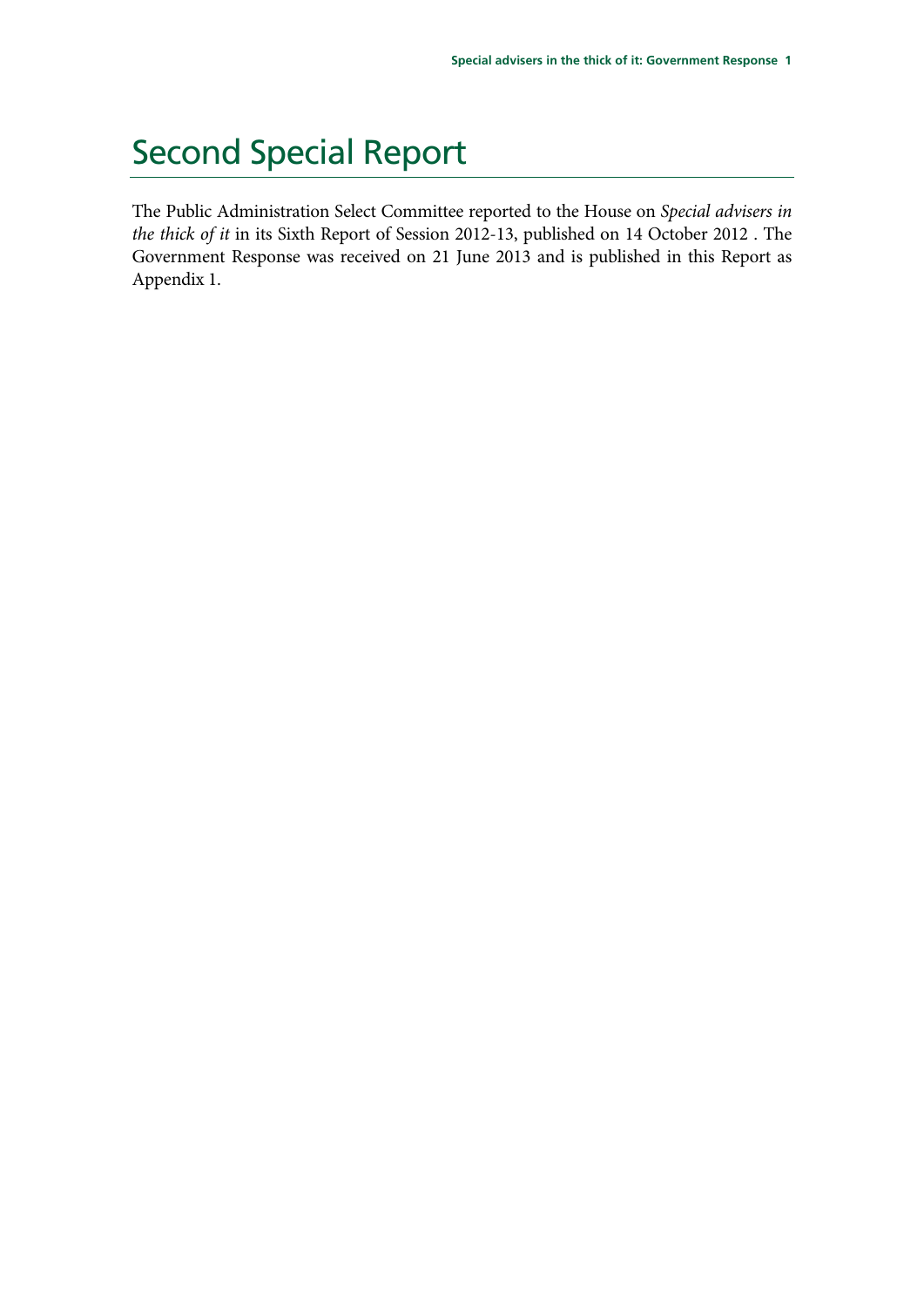# Second Special Report

The Public Administration Select Committee reported to the House on *Special advisers in the thick of it* in its Sixth Report of Session 2012-13, published on 14 October 2012 . The Government Response was received on 21 June 2013 and is published in this Report as Appendix 1.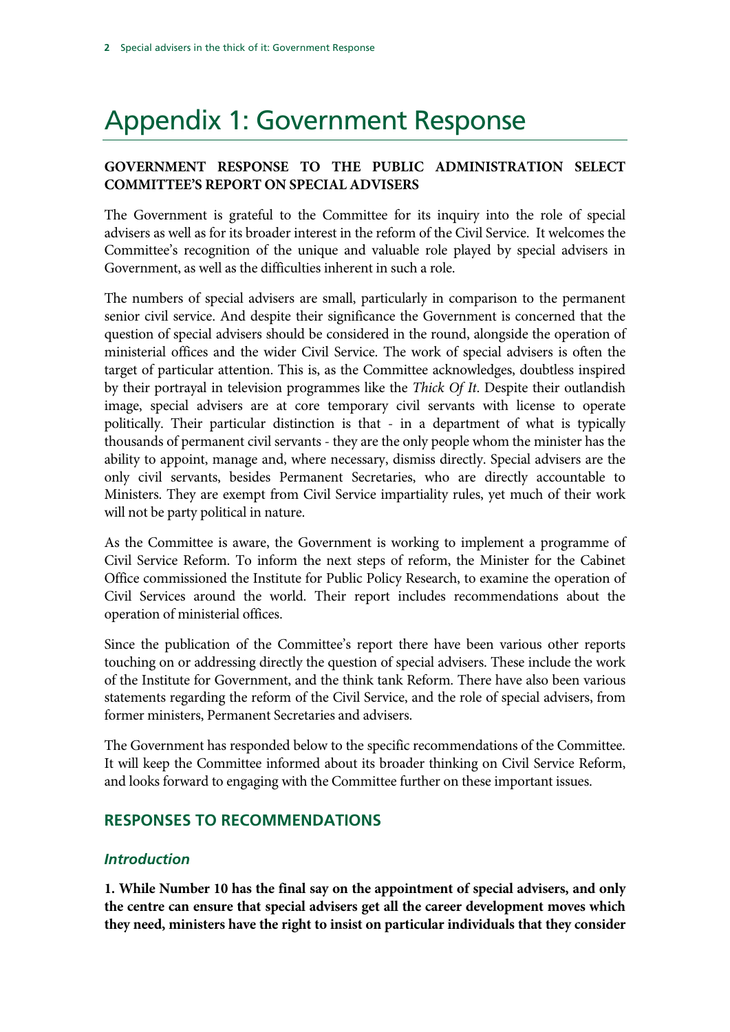# Appendix 1: Government Response

**GOVERNMENT RESPONSE TO THE PUBLIC ADMINISTRATION SELECT COMMITTEE'S REPORT ON SPECIAL ADVISERS**

The Government is grateful to the Committee for its inquiry into the role of special advisers as well as for its broader interest in the reform of the Civil Service. It welcomes the Committee's recognition of the unique and valuable role played by special advisers in Government, as well as the difficulties inherent in such a role.

The numbers of special advisers are small, particularly in comparison to the permanent senior civil service. And despite their significance the Government is concerned that the question of special advisers should be considered in the round, alongside the operation of ministerial offices and the wider Civil Service. The work of special advisers is often the target of particular attention. This is, as the Committee acknowledges, doubtless inspired by their portrayal in television programmes like the *Thick Of It*. Despite their outlandish image, special advisers are at core temporary civil servants with license to operate politically. Their particular distinction is that - in a department of what is typically thousands of permanent civil servants - they are the only people whom the minister has the ability to appoint, manage and, where necessary, dismiss directly. Special advisers are the only civil servants, besides Permanent Secretaries, who are directly accountable to Ministers. They are exempt from Civil Service impartiality rules, yet much of their work will not be party political in nature.

As the Committee is aware, the Government is working to implement a programme of Civil Service Reform. To inform the next steps of reform, the Minister for the Cabinet Office commissioned the Institute for Public Policy Research, to examine the operation of Civil Services around the world. Their report includes recommendations about the operation of ministerial offices.

Since the publication of the Committee's report there have been various other reports touching on or addressing directly the question of special advisers. These include the work of the Institute for Government, and the think tank Reform. There have also been various statements regarding the reform of the Civil Service, and the role of special advisers, from former ministers, Permanent Secretaries and advisers.

The Government has responded below to the specific recommendations of the Committee. It will keep the Committee informed about its broader thinking on Civil Service Reform, and looks forward to engaging with the Committee further on these important issues.

## RESPONSES TO RECOMMENDATIONS

### *Introduction*

**1. While Number 10 has the final say on the appointment of special advisers, and only the centre can ensure that special advisers get all the career development moves which they need, ministers have the right to insist on particular individuals that they consider**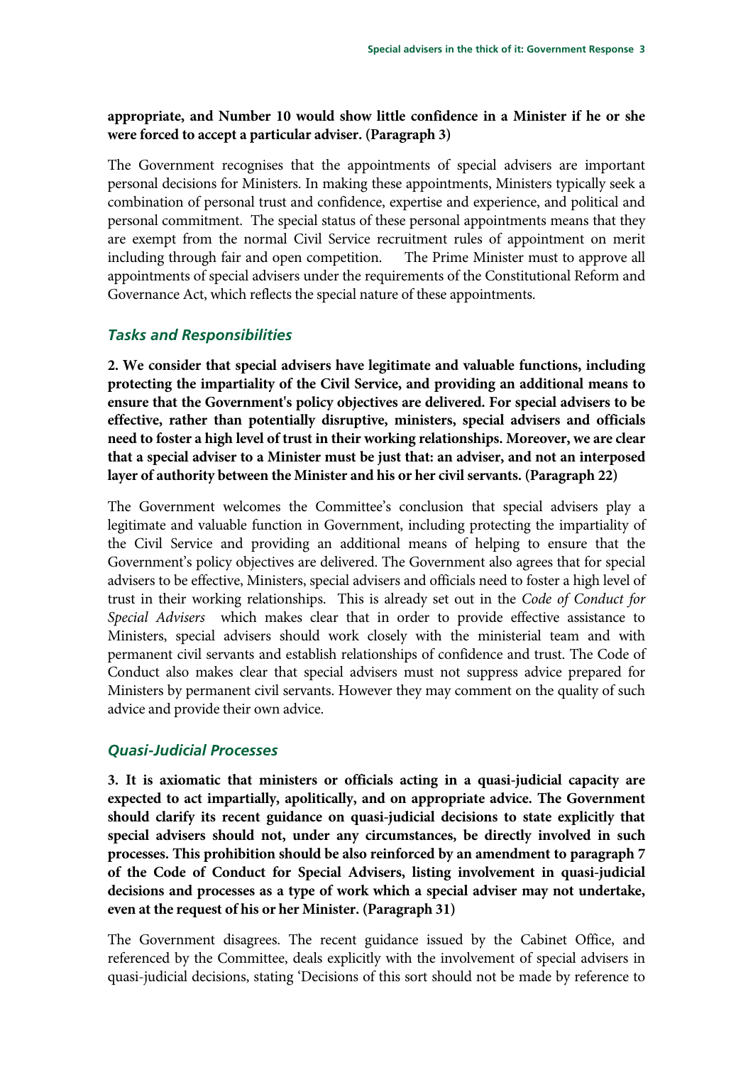**appropriate, and Number 10 would show little confidence in a Minister if he or she were forced to accept a particular adviser. (Paragraph 3)**

The Government recognises that the appointments of special advisers are important personal decisions for Ministers. In making these appointments, Ministers typically seek a combination of personal trust and confidence, expertise and experience, and political and personal commitment. The special status of these personal appointments means that they are exempt from the normal Civil Service recruitment rules of appointment on merit including through fair and open competition. The Prime Minister must to approve all appointments of special advisers under the requirements of the Constitutional Reform and Governance Act, which reflects the special nature of these appointments.

### *Tasks and Responsibilities*

**2. We consider that special advisers have legitimate and valuable functions, including protecting the impartiality of the Civil Service, and providing an additional means to ensure that the Government's policy objectives are delivered. For special advisers to be effective, rather than potentially disruptive, ministers, special advisers and officials need to foster a high level of trust in their working relationships. Moreover, we are clear that a special adviser to a Minister must be just that: an adviser, and not an interposed layer of authority between the Minister and his or her civil servants. (Paragraph 22)**

The Government welcomes the Committee's conclusion that special advisers play a legitimate and valuable function in Government, including protecting the impartiality of the Civil Service and providing an additional means of helping to ensure that the Government's policy objectives are delivered. The Government also agrees that for special advisers to be effective, Ministers, special advisers and officials need to foster a high level of trust in their working relationships. This is already set out in the *Code of Conduct for Special Advisers* which makes clear that in order to provide effective assistance to Ministers, special advisers should work closely with the ministerial team and with permanent civil servants and establish relationships of confidence and trust. The Code of Conduct also makes clear that special advisers must not suppress advice prepared for Ministers by permanent civil servants. However they may comment on the quality of such advice and provide their own advice.

### *Quasi-Judicial Processes*

**3. It is axiomatic that ministers or officials acting in a quasi-judicial capacity are expected to act impartially, apolitically, and on appropriate advice. The Government should clarify its recent guidance on quasi-judicial decisions to state explicitly that special advisers should not, under any circumstances, be directly involved in such processes. This prohibition should be also reinforced by an amendment to paragraph 7 of the Code of Conduct for Special Advisers, listing involvement in quasi-judicial decisions and processes as a type of work which a special adviser may not undertake, even at the request of his or her Minister. (Paragraph 31)**

The Government disagrees. The recent guidance issued by the Cabinet Office, and referenced by the Committee, deals explicitly with the involvement of special advisers in quasi-judicial decisions, stating 'Decisions of this sort should not be made by reference to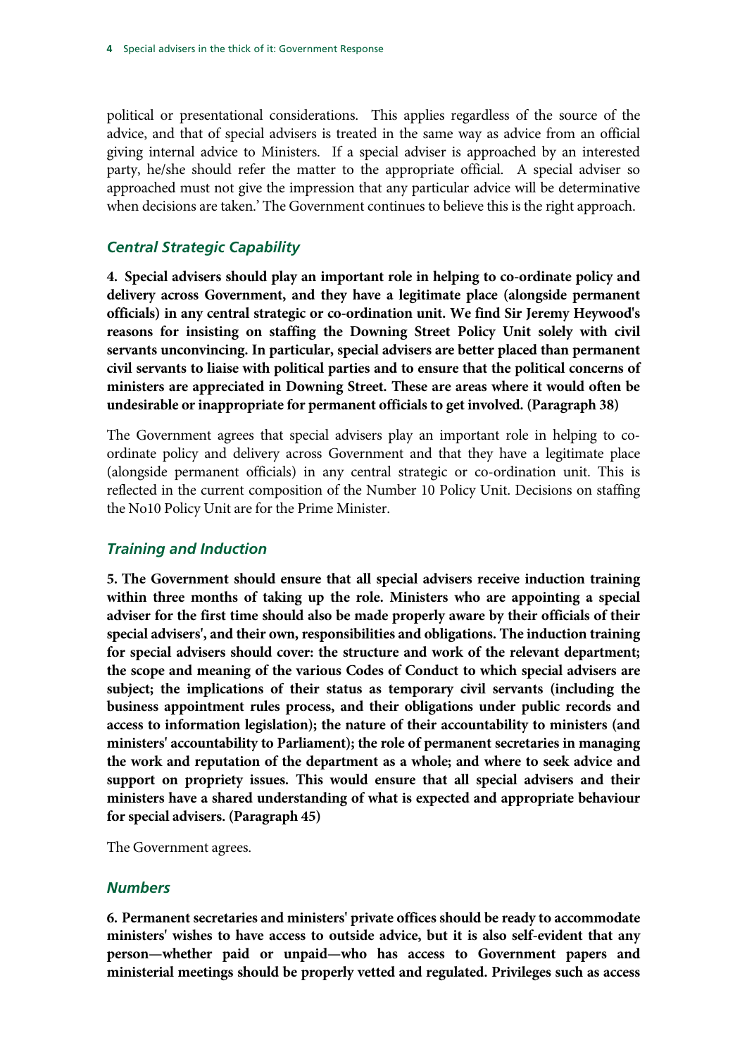political or presentational considerations. This applies regardless of the source of the advice, and that of special advisers is treated in the same way as advice from an official giving internal advice to Ministers. If a special adviser is approached by an interested party, he/she should refer the matter to the appropriate official. A special adviser so approached must not give the impression that any particular advice will be determinative when decisions are taken.' The Government continues to believe this is the right approach.

### *Central Strategic Capability*

**4. Special advisers should play an important role in helping to co-ordinate policy and delivery across Government, and they have a legitimate place (alongside permanent officials) in any central strategic or co-ordination unit. We find Sir Jeremy Heywood's reasons for insisting on staffing the Downing Street Policy Unit solely with civil servants unconvincing. In particular, special advisers are better placed than permanent civil servants to liaise with political parties and to ensure that the political concerns of ministers are appreciated in Downing Street. These are areas where it would often be undesirable or inappropriate for permanent officials to get involved. (Paragraph 38)**

The Government agrees that special advisers play an important role in helping to co-ordinate policy and delivery across Government and that they have a legitimate place (alongside permanent officials) in any central strategic or co-ordination unit. This is reflected in the current composition of the Number 10 Policy Unit. Decisions on staffing the No10 Policy Unit are for the Prime Minister.

### *Training and Induction*

**5. The Government should ensure that all special advisers receive induction training within three months of taking up the role. Ministers who are appointing a special adviser for the first time should also be made properly aware by their officials of their special advisers', and their own, responsibilities and obligations. The induction training for special advisers should cover: the structure and work of the relevant department; the scope and meaning of the various Codes of Conduct to which special advisers are subject; the implications of their status as temporary civil servants (including the business appointment rules process, and their obligations under public records and access to information legislation); the nature of their accountability to ministers (and ministers' accountability to Parliament); the role of permanent secretaries in managing the work and reputation of the department as a whole; and where to seek advice and support on propriety issues. This would ensure that all special advisers and their ministers have a shared understanding of what is expected and appropriate behaviour for special advisers. (Paragraph 45)**

The Government agrees.

### *Numbers*

**6. Permanent secretaries and ministers' private offices should be ready to accommodate ministers' wishes to have access to outside advice, but it is also self-evident that any person—whether paid or unpaid—who has access to Government papers and ministerial meetings should be properly vetted and regulated. Privileges such as access**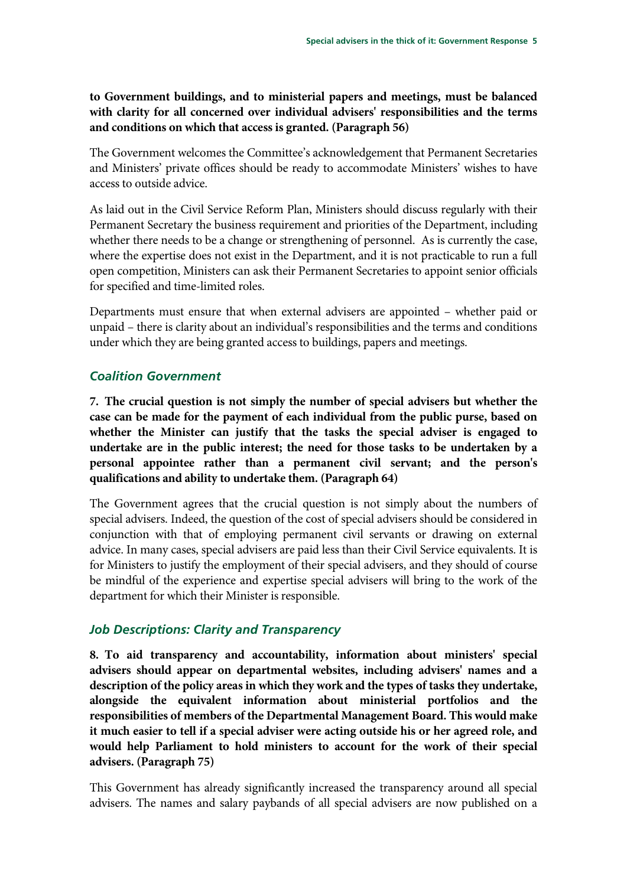**to Government buildings, and to ministerial papers and meetings, must be balanced with clarity for all concerned over individual advisers' responsibilities and the terms and conditions on which that access is granted. (Paragraph 56)**

The Government welcomes the Committee's acknowledgement that Permanent Secretaries and Ministers' private offices should be ready to accommodate Ministers' wishes to have access to outside advice.

As laid out in the Civil Service Reform Plan, Ministers should discuss regularly with their Permanent Secretary the business requirement and priorities of the Department, including whether there needs to be a change or strengthening of personnel. As is currently the case, where the expertise does not exist in the Department, and it is not practicable to run a full open competition, Ministers can ask their Permanent Secretaries to appoint senior officials for specified and time-limited roles.

Departments must ensure that when external advisers are appointed – whether paid or unpaid – there is clarity about an individual's responsibilities and the terms and conditions under which they are being granted access to buildings, papers and meetings.

### *Coalition Government*

**7. The crucial question is not simply the number of special advisers but whether the case can be made for the payment of each individual from the public purse, based on whether the Minister can justify that the tasks the special adviser is engaged to undertake are in the public interest; the need for those tasks to be undertaken by a personal appointee rather than a permanent civil servant; and the person's qualifications and ability to undertake them. (Paragraph 64)**

The Government agrees that the crucial question is not simply about the numbers of special advisers. Indeed, the question of the cost of special advisers should be considered in conjunction with that of employing permanent civil servants or drawing on external advice. In many cases, special advisers are paid less than their Civil Service equivalents. It is for Ministers to justify the employment of their special advisers, and they should of course be mindful of the experience and expertise special advisers will bring to the work of the department for which their Minister is responsible.

### *Job Descriptions: Clarity and Transparency*

**8. To aid transparency and accountability, information about ministers' special advisers should appear on departmental websites, including advisers' names and a description of the policy areas in which they work and the types of tasks they undertake, alongside the equivalent information about ministerial portfolios and the responsibilities of members of the Departmental Management Board. This would make it much easier to tell if a special adviser were acting outside his or her agreed role, and would help Parliament to hold ministers to account for the work of their special advisers. (Paragraph 75)**

This Government has already significantly increased the transparency around all special advisers. The names and salary paybands of all special advisers are now published on a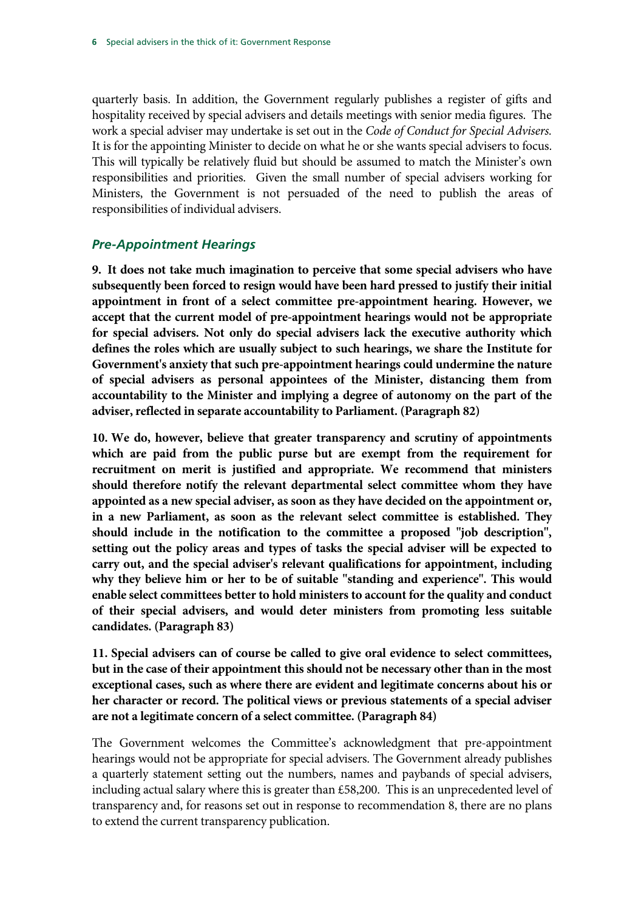quarterly basis. In addition, the Government regularly publishes a register of gifts and hospitality received by special advisers and details meetings with senior media figures. The work a special adviser may undertake is set out in the *Code of Conduct for Special Advisers.* It is for the appointing Minister to decide on what he or she wants special advisers to focus. This will typically be relatively fluid but should be assumed to match the Minister's own responsibilities and priorities. Given the small number of special advisers working for Ministers, the Government is not persuaded of the need to publish the areas of responsibilities of individual advisers.

### *Pre-Appointment Hearings*

**9. It does not take much imagination to perceive that some special advisers who have subsequently been forced to resign would have been hard pressed to justify their initial appointment in front of a select committee pre-appointment hearing. However, we accept that the current model of pre-appointment hearings would not be appropriate for special advisers. Not only do special advisers lack the executive authority which defines the roles which are usually subject to such hearings, we share the Institute for Government's anxiety that such pre-appointment hearings could undermine the nature of special advisers as personal appointees of the Minister, distancing them from accountability to the Minister and implying a degree of autonomy on the part of the adviser, reflected in separate accountability to Parliament. (Paragraph 82)**

**10. We do, however, believe that greater transparency and scrutiny of appointments which are paid from the public purse but are exempt from the requirement for recruitment on merit is justified and appropriate. We recommend that ministers should therefore notify the relevant departmental select committee whom they have appointed as a new special adviser, as soon as they have decided on the appointment or, in a new Parliament, as soon as the relevant select committee is established. They should include in the notification to the committee a proposed "job description", setting out the policy areas and types of tasks the special adviser will be expected to carry out, and the special adviser's relevant qualifications for appointment, including why they believe him or her to be of suitable "standing and experience". This would enable select committees better to hold ministers to account for the quality and conduct of their special advisers, and would deter ministers from promoting less suitable candidates. (Paragraph 83)**

**11. Special advisers can of course be called to give oral evidence to select committees, but in the case of their appointment this should not be necessary other than in the most exceptional cases, such as where there are evident and legitimate concerns about his or her character or record. The political views or previous statements of a special adviser are not a legitimate concern of a select committee. (Paragraph 84)**

The Government welcomes the Committee's acknowledgment that pre-appointment hearings would not be appropriate for special advisers. The Government already publishes a quarterly statement setting out the numbers, names and paybands of special advisers, including actual salary where this is greater than £58,200. This is an unprecedented level of transparency and, for reasons set out in response to recommendation 8, there are no plans to extend the current transparency publication.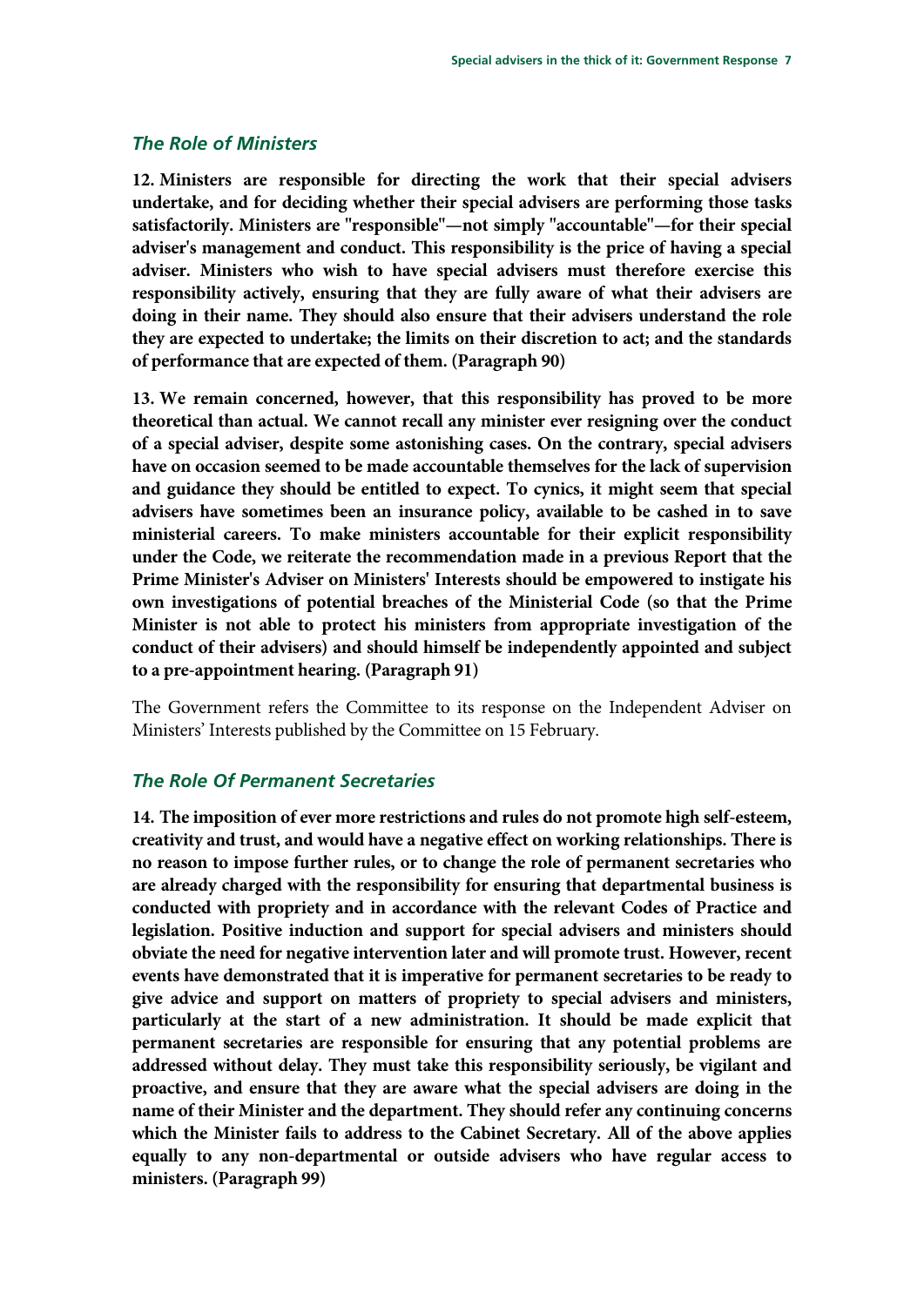### *The Role of Ministers*

**12. Ministers are responsible for directing the work that their special advisers undertake, and for deciding whether their special advisers are performing those tasks satisfactorily. Ministers are "responsible"—not simply "accountable"—for their special adviser's management and conduct. This responsibility is the price of having a special adviser. Ministers who wish to have special advisers must therefore exercise this responsibility actively, ensuring that they are fully aware of what their advisers are doing in their name. They should also ensure that their advisers understand the role they are expected to undertake; the limits on their discretion to act; and the standards of performance that are expected of them. (Paragraph 90)**

**13. We remain concerned, however, that this responsibility has proved to be more theoretical than actual. We cannot recall any minister ever resigning over the conduct of a special adviser, despite some astonishing cases. On the contrary, special advisers have on occasion seemed to be made accountable themselves for the lack of supervision and guidance they should be entitled to expect. To cynics, it might seem that special advisers have sometimes been an insurance policy, available to be cashed in to save ministerial careers. To make ministers accountable for their explicit responsibility under the Code, we reiterate the recommendation made in a previous Report that the Prime Minister's Adviser on Ministers' Interests should be empowered to instigate his own investigations of potential breaches of the Ministerial Code (so that the Prime Minister is not able to protect his ministers from appropriate investigation of the conduct of their advisers) and should himself be independently appointed and subject to a pre-appointment hearing. (Paragraph 91)**

The Government refers the Committee to its response on the Independent Adviser on Ministers' Interests published by the Committee on 15 February.

### *The Role Of Permanent Secretaries*

**14. The imposition of ever more restrictions and rules do not promote high self-esteem, creativity and trust, and would have a negative effect on working relationships. There is no reason to impose further rules, or to change the role of permanent secretaries who are already charged with the responsibility for ensuring that departmental business is conducted with propriety and in accordance with the relevant Codes of Practice and legislation. Positive induction and support for special advisers and ministers should obviate the need for negative intervention later and will promote trust. However, recent events have demonstrated that it is imperative for permanent secretaries to be ready to give advice and support on matters of propriety to special advisers and ministers, particularly at the start of a new administration. It should be made explicit that permanent secretaries are responsible for ensuring that any potential problems are addressed without delay. They must take this responsibility seriously, be vigilant and proactive, and ensure that they are aware what the special advisers are doing in the name of their Minister and the department. They should refer any continuing concerns which the Minister fails to address to the Cabinet Secretary. All of the above applies equally to any non-departmental or outside advisers who have regular access to ministers. (Paragraph 99)**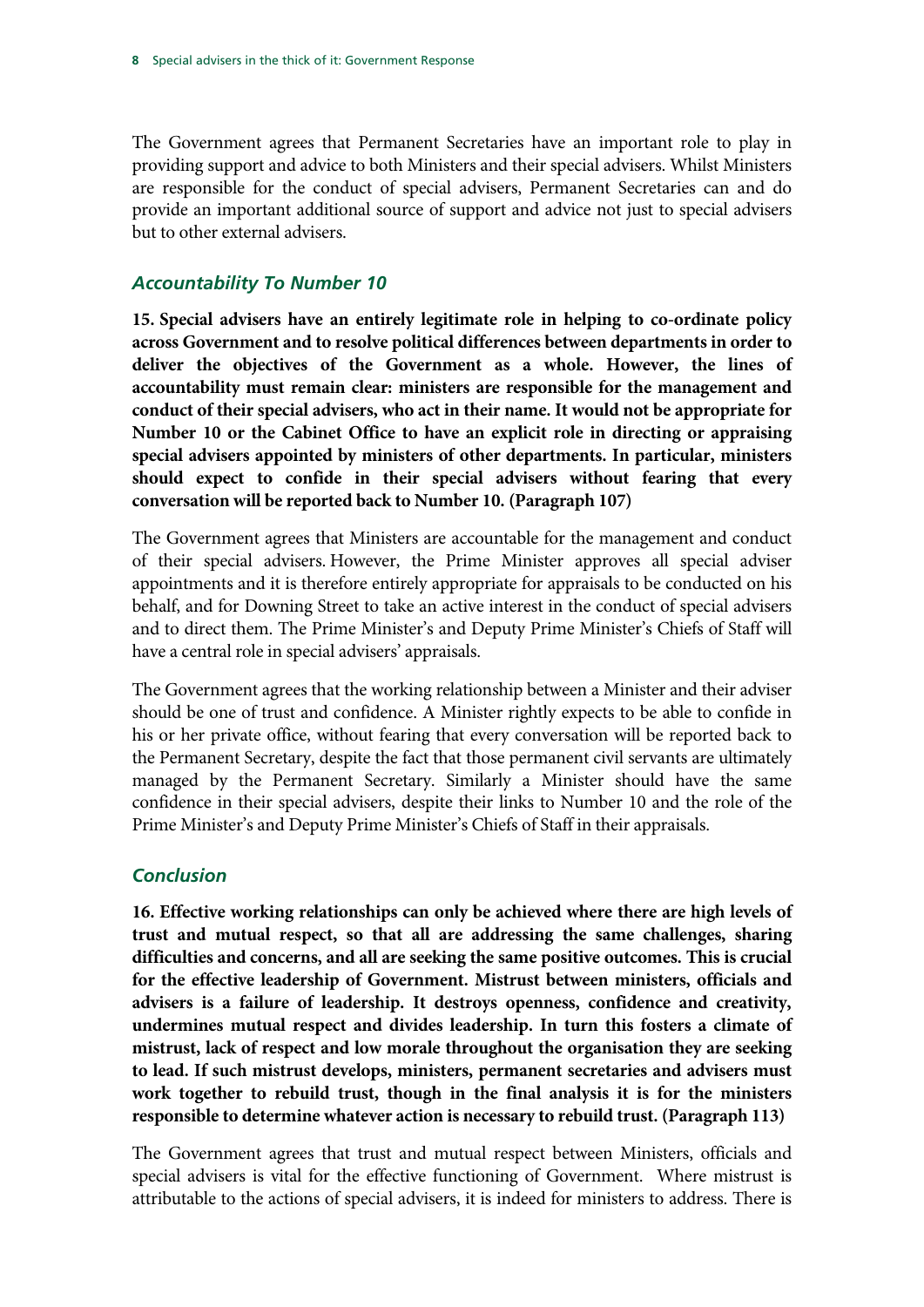The Government agrees that Permanent Secretaries have an important role to play in providing support and advice to both Ministers and their special advisers. Whilst Ministers are responsible for the conduct of special advisers, Permanent Secretaries can and do provide an important additional source of support and advice not just to special advisers but to other external advisers.

### *Accountability To Number 10*

**15. Special advisers have an entirely legitimate role in helping to co-ordinate policy across Government and to resolve political differences between departments in order to deliver the objectives of the Government as a whole. However, the lines of accountability must remain clear: ministers are responsible for the management and conduct of their special advisers, who act in their name. It would not be appropriate for Number 10 or the Cabinet Office to have an explicit role in directing or appraising special advisers appointed by ministers of other departments. In particular, ministers should expect to confide in their special advisers without fearing that every conversation will be reported back to Number 10. (Paragraph 107)**

The Government agrees that Ministers are accountable for the management and conduct of their special advisers. However, the Prime Minister approves all special adviser appointments and it is therefore entirely appropriate for appraisals to be conducted on his behalf, and for Downing Street to take an active interest in the conduct of special advisers and to direct them. The Prime Minister's and Deputy Prime Minister's Chiefs of Staff will have a central role in special advisers' appraisals.

The Government agrees that the working relationship between a Minister and their adviser should be one of trust and confidence. A Minister rightly expects to be able to confide in his or her private office, without fearing that every conversation will be reported back to the Permanent Secretary, despite the fact that those permanent civil servants are ultimately managed by the Permanent Secretary. Similarly a Minister should have the same confidence in their special advisers, despite their links to Number 10 and the role of the Prime Minister's and Deputy Prime Minister's Chiefs of Staff in their appraisals.

### *Conclusion*

**16. Effective working relationships can only be achieved where there are high levels of trust and mutual respect, so that all are addressing the same challenges, sharing difficulties and concerns, and all are seeking the same positive outcomes. This is crucial for the effective leadership of Government. Mistrust between ministers, officials and advisers is a failure of leadership. It destroys openness, confidence and creativity, undermines mutual respect and divides leadership. In turn this fosters a climate of mistrust, lack of respect and low morale throughout the organisation they are seeking to lead. If such mistrust develops, ministers, permanent secretaries and advisers must work together to rebuild trust, though in the final analysis it is for the ministers responsible to determine whatever action is necessary to rebuild trust. (Paragraph 113)**

The Government agrees that trust and mutual respect between Ministers, officials and special advisers is vital for the effective functioning of Government. Where mistrust is attributable to the actions of special advisers, it is indeed for ministers to address. There is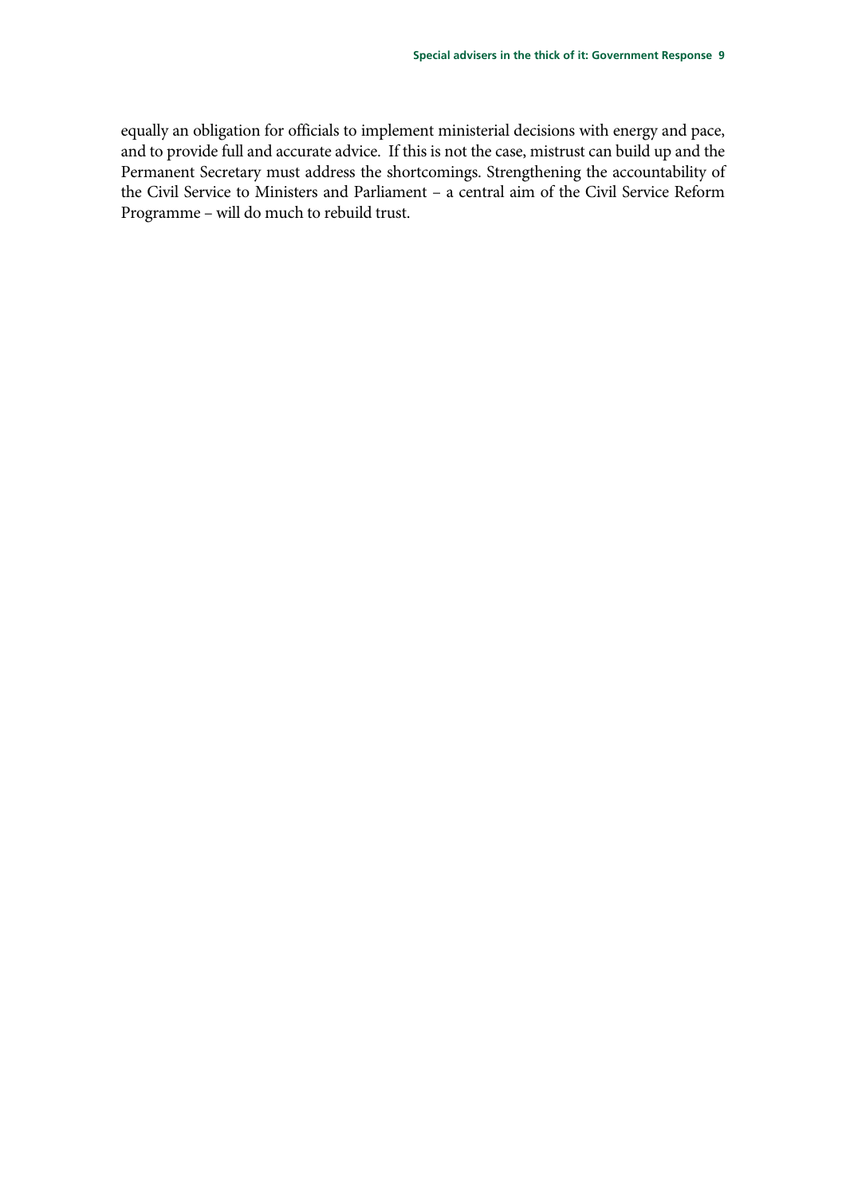equally an obligation for officials to implement ministerial decisions with energy and pace, and to provide full and accurate advice. If this is not the case, mistrust can build up and the Permanent Secretary must address the shortcomings. Strengthening the accountability of the Civil Service to Ministers and Parliament – a central aim of the Civil Service Reform Programme – will do much to rebuild trust.